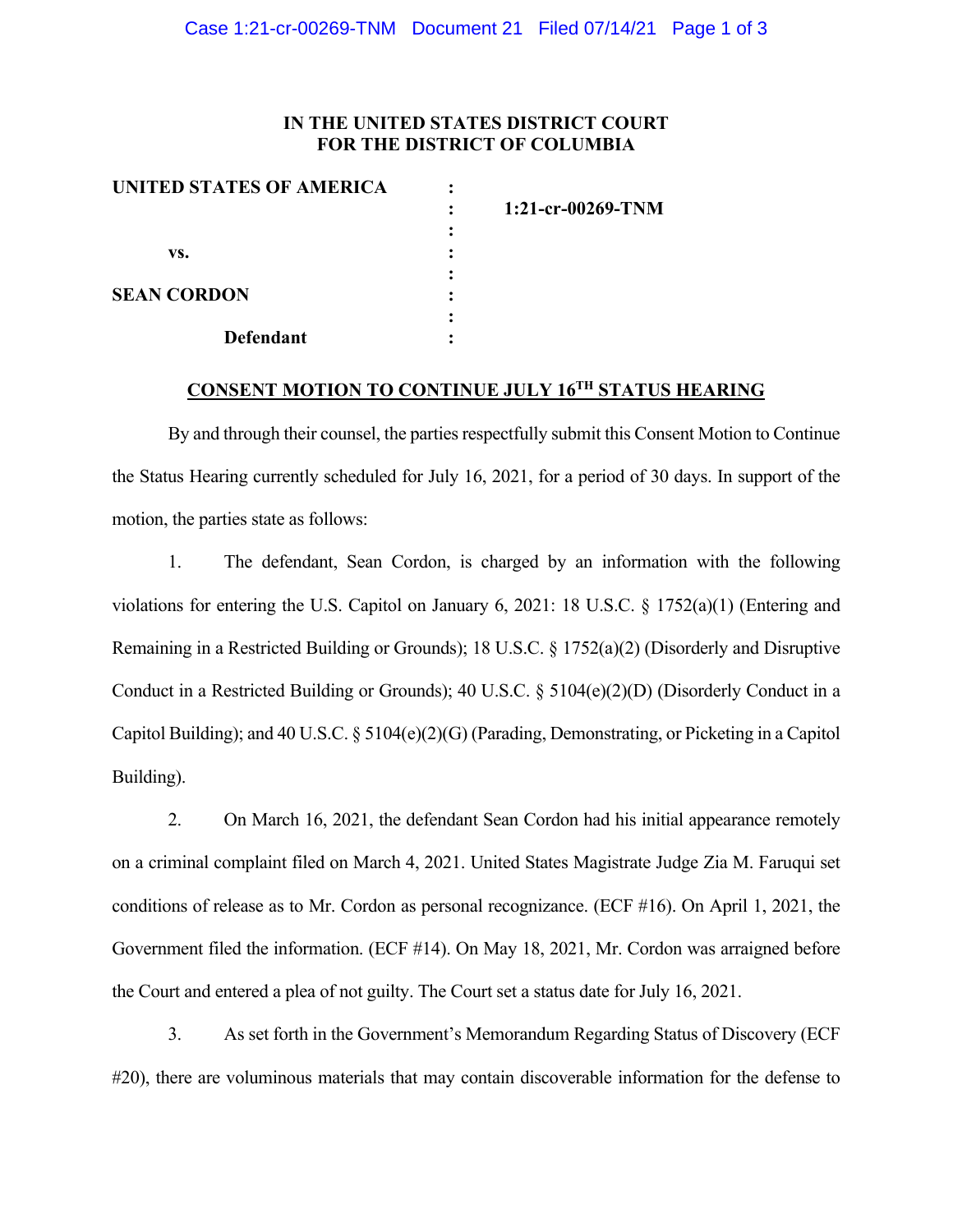**IN THE UNITED STATES DISTRICT COURT**
**FOR THE DISTRICT OF COLUMBIA**

| | | |
|---|---|---|
| **UNITED STATES OF AMERICA** | : | |
| | : | **1:21-cr-00269-TNM** |
| | : | |
| **vs.** | : | |
| | : | |
| **SEAN CORDON** | : | |
| | : | |
| **Defendant** | : | |

## CONSENT MOTION TO CONTINUE JULY 16TH STATUS HEARING

By and through their counsel, the parties respectfully submit this Consent Motion to Continue the Status Hearing currently scheduled for July 16, 2021, for a period of 30 days. In support of the motion, the parties state as follows:

1. The defendant, Sean Cordon, is charged by an information with the following violations for entering the U.S. Capitol on January 6, 2021: 18 U.S.C. § 1752(a)(1) (Entering and Remaining in a Restricted Building or Grounds); 18 U.S.C. § 1752(a)(2) (Disorderly and Disruptive Conduct in a Restricted Building or Grounds); 40 U.S.C. § 5104(e)(2)(D) (Disorderly Conduct in a Capitol Building); and 40 U.S.C. § 5104(e)(2)(G) (Parading, Demonstrating, or Picketing in a Capitol Building).

2. On March 16, 2021, the defendant Sean Cordon had his initial appearance remotely on a criminal complaint filed on March 4, 2021. United States Magistrate Judge Zia M. Faruqui set conditions of release as to Mr. Cordon as personal recognizance. (ECF #16). On April 1, 2021, the Government filed the information. (ECF #14). On May 18, 2021, Mr. Cordon was arraigned before the Court and entered a plea of not guilty. The Court set a status date for July 16, 2021.

3. As set forth in the Government's Memorandum Regarding Status of Discovery (ECF #20), there are voluminous materials that may contain discoverable information for the defense to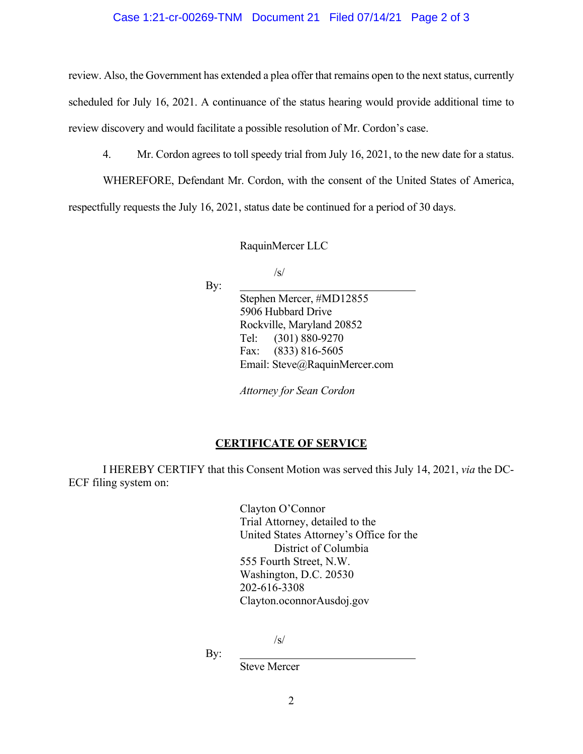review. Also, the Government has extended a plea offer that remains open to the next status, currently scheduled for July 16, 2021. A continuance of the status hearing would provide additional time to review discovery and would facilitate a possible resolution of Mr. Cordon's case.

4. Mr. Cordon agrees to toll speedy trial from July 16, 2021, to the new date for a status.

WHEREFORE, Defendant Mr. Cordon, with the consent of the United States of America, respectfully requests the July 16, 2021, status date be continued for a period of 30 days.

RaquinMercer LLC

By: /s/
Stephen Mercer, #MD12855
5906 Hubbard Drive
Rockville, Maryland 20852
Tel: (301) 880-9270
Fax: (833) 816-5605
Email: Steve@RaquinMercer.com

*Attorney for Sean Cordon*

## CERTIFICATE OF SERVICE

I HEREBY CERTIFY that this Consent Motion was served this July 14, 2021, *via* the DC-ECF filing system on:

Clayton O'Connor
Trial Attorney, detailed to the
United States Attorney's Office for the
District of Columbia
555 Fourth Street, N.W.
Washington, D.C. 20530
202-616-3308
Clayton.oconnorAusdoj.gov

By: /s/
Steve Mercer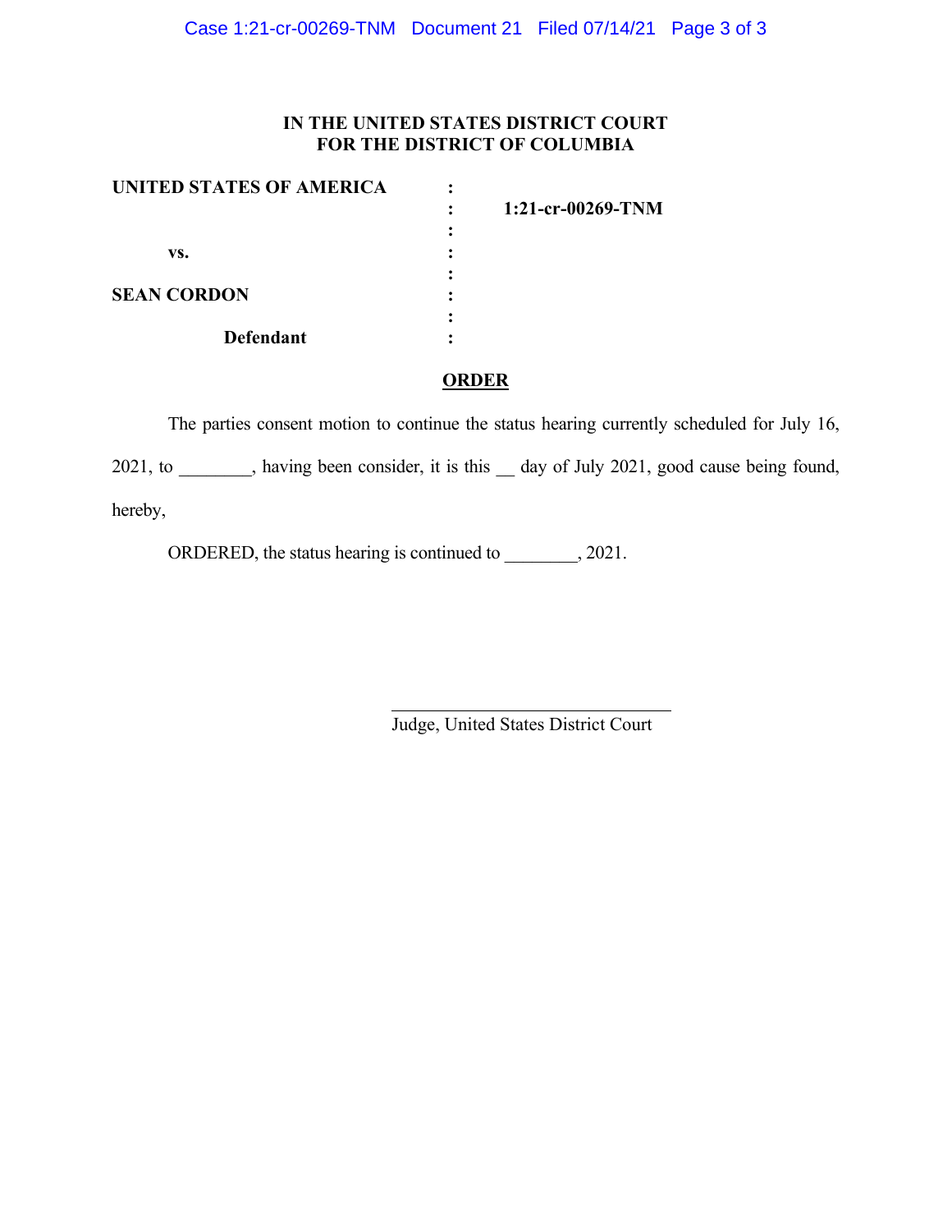**IN THE UNITED STATES DISTRICT COURT**
**FOR THE DISTRICT OF COLUMBIA**

| | | |
|---|---|---|
| **UNITED STATES OF AMERICA** | : | |
| | : | **1:21-cr-00269-TNM** |
| | : | |
| **vs.** | : | |
| | : | |
| **SEAN CORDON** | : | |
| | : | |
| **Defendant** | : | |

**ORDER**

The parties consent motion to continue the status hearing currently scheduled for July 16, 2021, to ________, having been consider, it is this __ day of July 2021, good cause being found, hereby,

ORDERED, the status hearing is continued to ________, 2021.

_______________________________
Judge, United States District Court